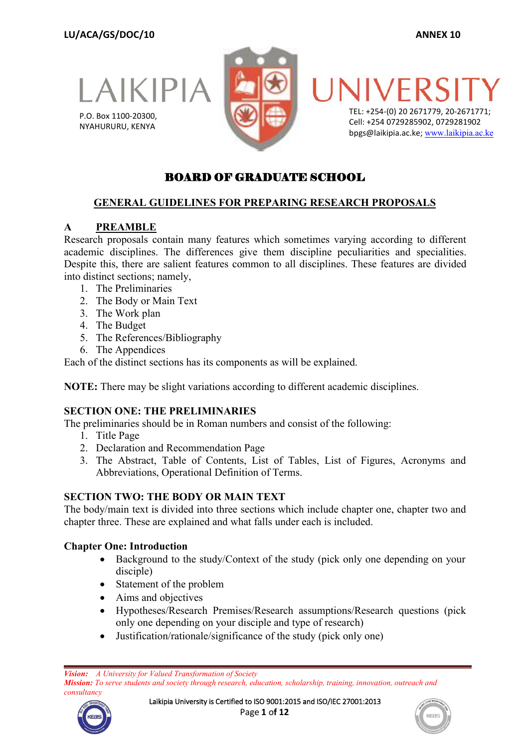LU/ACA/GS/DOC/10 ANNEX 10

LAIKIPIA UNIVERSITY

P.O. Box 1100-20300,
NYAHURURU, KENYA

TEL: +254-(0) 20 2671779, 20-2671771;
Cell: +254 0729285902, 0729281902
bpgs@laikipia.ac.ke; www.laikipia.ac.ke

# BOARD OF GRADUATE SCHOOL

## GENERAL GUIDELINES FOR PREPARING RESEARCH PROPOSALS

### A PREAMBLE

Research proposals contain many features which sometimes varying according to different academic disciplines. The differences give them discipline peculiarities and specialities. Despite this, there are salient features common to all disciplines. These features are divided into distinct sections; namely,

1. The Preliminaries
2. The Body or Main Text
3. The Work plan
4. The Budget
5. The References/Bibliography
6. The Appendices

Each of the distinct sections has its components as will be explained.

**NOTE:** There may be slight variations according to different academic disciplines.

### SECTION ONE: THE PRELIMINARIES

The preliminaries should be in Roman numbers and consist of the following:

1. Title Page
2. Declaration and Recommendation Page
3. The Abstract, Table of Contents, List of Tables, List of Figures, Acronyms and Abbreviations, Operational Definition of Terms.

### SECTION TWO: THE BODY OR MAIN TEXT

The body/main text is divided into three sections which include chapter one, chapter two and chapter three. These are explained and what falls under each is included.

#### Chapter One: Introduction

- Background to the study/Context of the study (pick only one depending on your disciple)
- Statement of the problem
- Aims and objectives
- Hypotheses/Research Premises/Research assumptions/Research questions (pick only one depending on your disciple and type of research)
- Justification/rationale/significance of the study (pick only one)

*Vision: A University for Valued Transformation of Society*
*Mission: To serve students and society through research, education, scholarship, training, innovation, outreach and consultancy*

Laikipia University is Certified to ISO 9001:2015 and ISO/IEC 27001:2013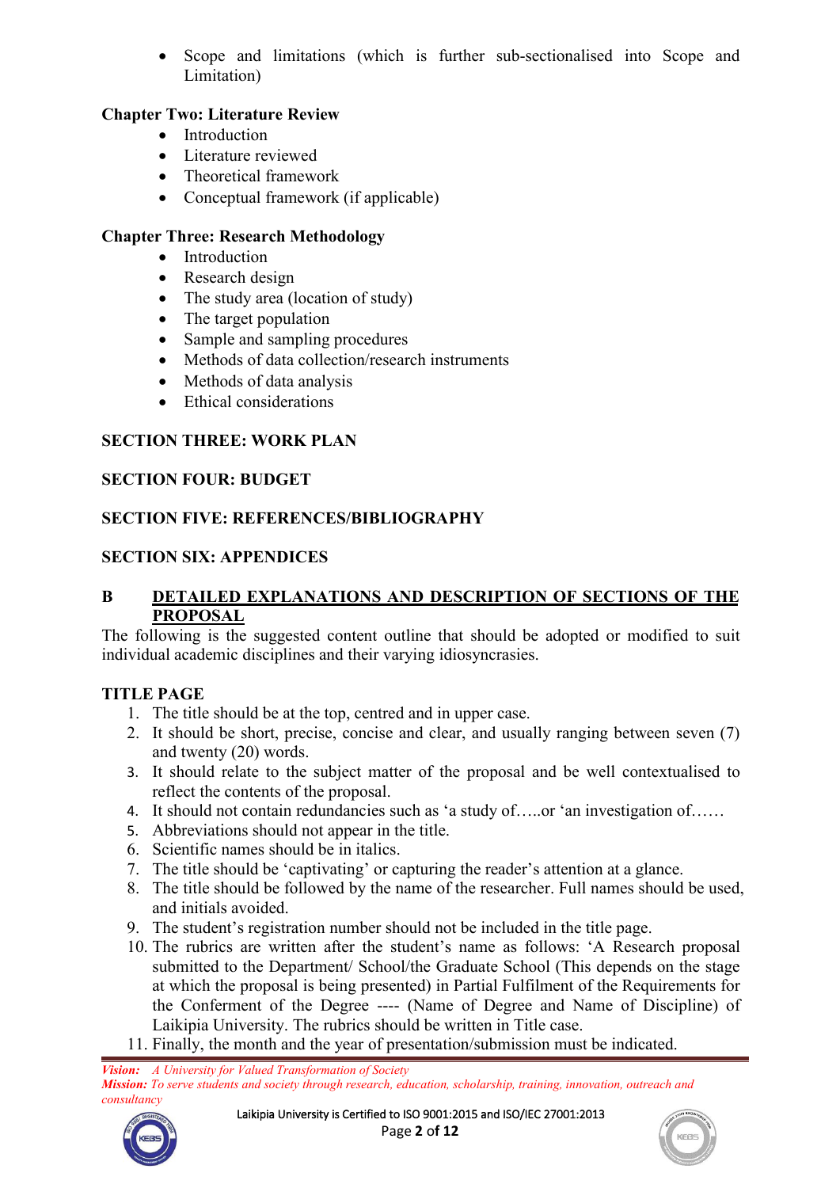- Scope and limitations (which is further sub-sectionalised into Scope and Limitation)

**Chapter Two: Literature Review**

- Introduction
- Literature reviewed
- Theoretical framework
- Conceptual framework (if applicable)

**Chapter Three: Research Methodology**

- Introduction
- Research design
- The study area (location of study)
- The target population
- Sample and sampling procedures
- Methods of data collection/research instruments
- Methods of data analysis
- Ethical considerations

**SECTION THREE: WORK PLAN**

**SECTION FOUR: BUDGET**

**SECTION FIVE: REFERENCES/BIBLIOGRAPHY**

**SECTION SIX: APPENDICES**

## B <u>DETAILED EXPLANATIONS AND DESCRIPTION OF SECTIONS OF THE PROPOSAL</u>

The following is the suggested content outline that should be adopted or modified to suit individual academic disciplines and their varying idiosyncrasies.

**TITLE PAGE**

1. The title should be at the top, centred and in upper case.
2. It should be short, precise, concise and clear, and usually ranging between seven (7) and twenty (20) words.
3. It should relate to the subject matter of the proposal and be well contextualised to reflect the contents of the proposal.
4. It should not contain redundancies such as 'a study of…..or 'an investigation of……
5. Abbreviations should not appear in the title.
6. Scientific names should be in italics.
7. The title should be 'captivating' or capturing the reader's attention at a glance.
8. The title should be followed by the name of the researcher. Full names should be used, and initials avoided.
9. The student's registration number should not be included in the title page.
10. The rubrics are written after the student's name as follows: 'A Research proposal submitted to the Department/ School/the Graduate School (This depends on the stage at which the proposal is being presented) in Partial Fulfilment of the Requirements for the Conferment of the Degree ---- (Name of Degree and Name of Discipline) of Laikipia University. The rubrics should be written in Title case.
11. Finally, the month and the year of presentation/submission must be indicated.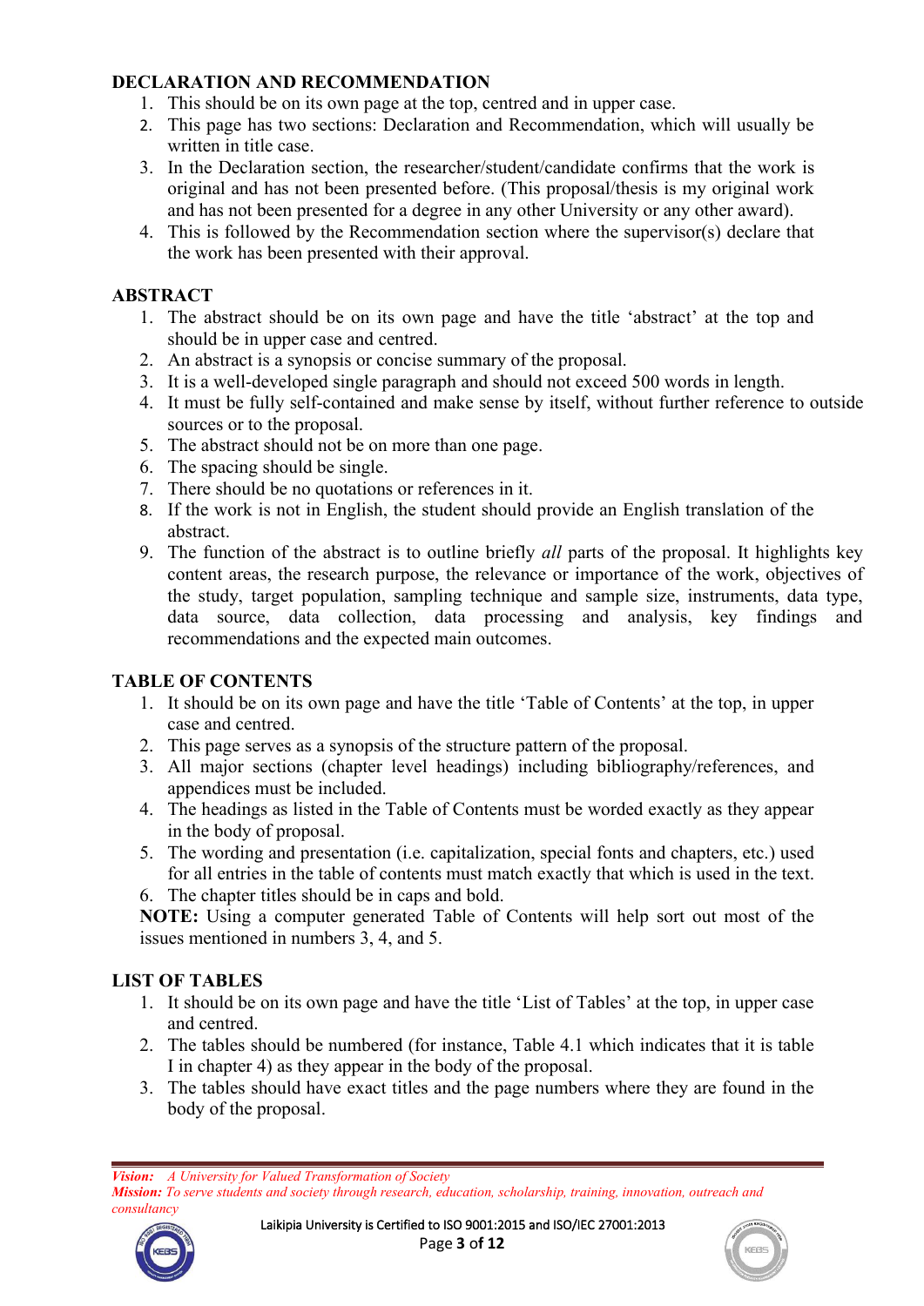## DECLARATION AND RECOMMENDATION

1. This should be on its own page at the top, centred and in upper case.
2. This page has two sections: Declaration and Recommendation, which will usually be written in title case.
3. In the Declaration section, the researcher/student/candidate confirms that the work is original and has not been presented before. (This proposal/thesis is my original work and has not been presented for a degree in any other University or any other award).
4. This is followed by the Recommendation section where the supervisor(s) declare that the work has been presented with their approval.

## ABSTRACT

1. The abstract should be on its own page and have the title 'abstract' at the top and should be in upper case and centred.
2. An abstract is a synopsis or concise summary of the proposal.
3. It is a well-developed single paragraph and should not exceed 500 words in length.
4. It must be fully self-contained and make sense by itself, without further reference to outside sources or to the proposal.
5. The abstract should not be on more than one page.
6. The spacing should be single.
7. There should be no quotations or references in it.
8. If the work is not in English, the student should provide an English translation of the abstract.
9. The function of the abstract is to outline briefly *all* parts of the proposal. It highlights key content areas, the research purpose, the relevance or importance of the work, objectives of the study, target population, sampling technique and sample size, instruments, data type, data source, data collection, data processing and analysis, key findings and recommendations and the expected main outcomes.

## TABLE OF CONTENTS

1. It should be on its own page and have the title 'Table of Contents' at the top, in upper case and centred.
2. This page serves as a synopsis of the structure pattern of the proposal.
3. All major sections (chapter level headings) including bibliography/references, and appendices must be included.
4. The headings as listed in the Table of Contents must be worded exactly as they appear in the body of proposal.
5. The wording and presentation (i.e. capitalization, special fonts and chapters, etc.) used for all entries in the table of contents must match exactly that which is used in the text.
6. The chapter titles should be in caps and bold.

**NOTE:** Using a computer generated Table of Contents will help sort out most of the issues mentioned in numbers 3, 4, and 5.

## LIST OF TABLES

1. It should be on its own page and have the title 'List of Tables' at the top, in upper case and centred.
2. The tables should be numbered (for instance, Table 4.1 which indicates that it is table I in chapter 4) as they appear in the body of the proposal.
3. The tables should have exact titles and the page numbers where they are found in the body of the proposal.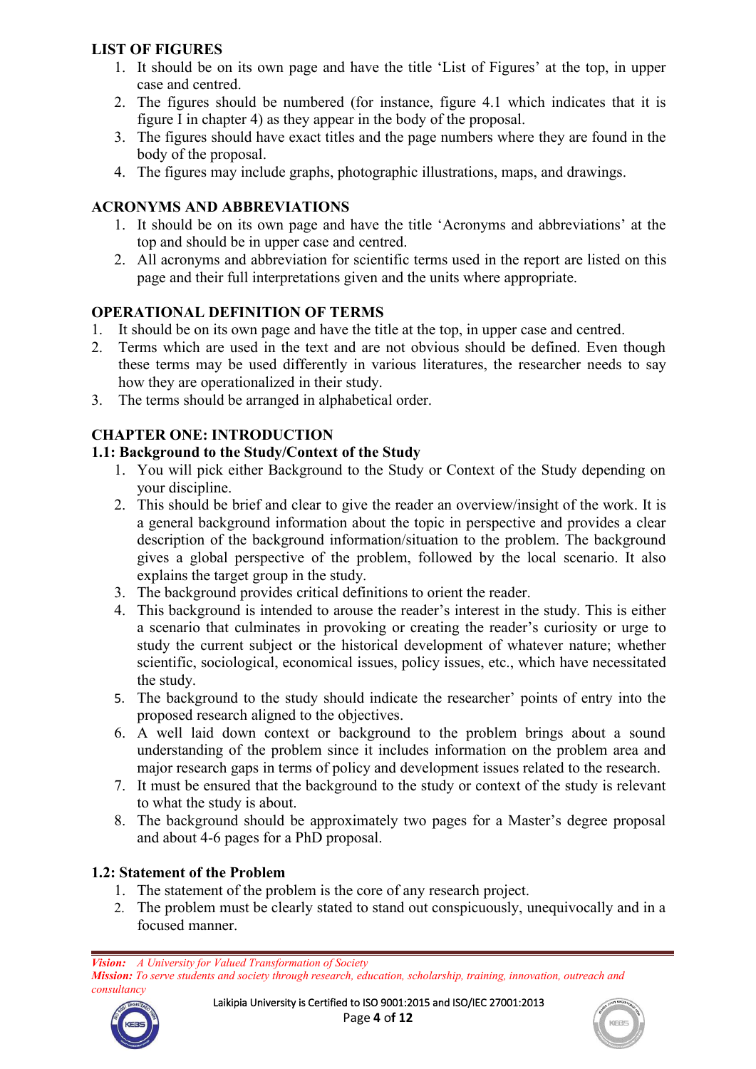## LIST OF FIGURES

1. It should be on its own page and have the title 'List of Figures' at the top, in upper case and centred.
2. The figures should be numbered (for instance, figure 4.1 which indicates that it is figure I in chapter 4) as they appear in the body of the proposal.
3. The figures should have exact titles and the page numbers where they are found in the body of the proposal.
4. The figures may include graphs, photographic illustrations, maps, and drawings.

## ACRONYMS AND ABBREVIATIONS

1. It should be on its own page and have the title 'Acronyms and abbreviations' at the top and should be in upper case and centred.
2. All acronyms and abbreviation for scientific terms used in the report are listed on this page and their full interpretations given and the units where appropriate.

## OPERATIONAL DEFINITION OF TERMS

1. It should be on its own page and have the title at the top, in upper case and centred.
2. Terms which are used in the text and are not obvious should be defined. Even though these terms may be used differently in various literatures, the researcher needs to say how they are operationalized in their study.
3. The terms should be arranged in alphabetical order.

## CHAPTER ONE: INTRODUCTION

### 1.1: Background to the Study/Context of the Study

1. You will pick either Background to the Study or Context of the Study depending on your discipline.
2. This should be brief and clear to give the reader an overview/insight of the work. It is a general background information about the topic in perspective and provides a clear description of the background information/situation to the problem. The background gives a global perspective of the problem, followed by the local scenario. It also explains the target group in the study.
3. The background provides critical definitions to orient the reader.
4. This background is intended to arouse the reader's interest in the study. This is either a scenario that culminates in provoking or creating the reader's curiosity or urge to study the current subject or the historical development of whatever nature; whether scientific, sociological, economical issues, policy issues, etc., which have necessitated the study.
5. The background to the study should indicate the researcher' points of entry into the proposed research aligned to the objectives.
6. A well laid down context or background to the problem brings about a sound understanding of the problem since it includes information on the problem area and major research gaps in terms of policy and development issues related to the research.
7. It must be ensured that the background to the study or context of the study is relevant to what the study is about.
8. The background should be approximately two pages for a Master's degree proposal and about 4-6 pages for a PhD proposal.

### 1.2: Statement of the Problem

1. The statement of the problem is the core of any research project.
2. The problem must be clearly stated to stand out conspicuously, unequivocally and in a focused manner.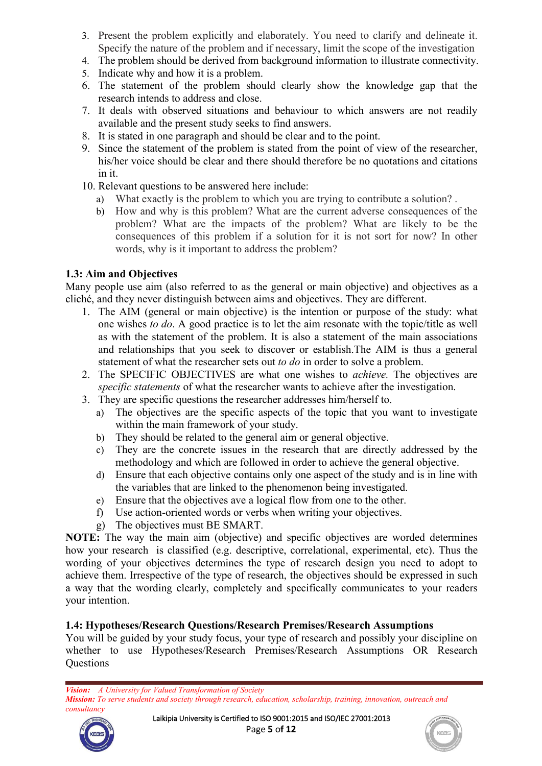3. Present the problem explicitly and elaborately. You need to clarify and delineate it. Specify the nature of the problem and if necessary, limit the scope of the investigation
4. The problem should be derived from background information to illustrate connectivity.
5. Indicate why and how it is a problem.
6. The statement of the problem should clearly show the knowledge gap that the research intends to address and close.
7. It deals with observed situations and behaviour to which answers are not readily available and the present study seeks to find answers.
8. It is stated in one paragraph and should be clear and to the point.
9. Since the statement of the problem is stated from the point of view of the researcher, his/her voice should be clear and there should therefore be no quotations and citations in it.
10. Relevant questions to be answered here include:
    a) What exactly is the problem to which you are trying to contribute a solution? .
    b) How and why is this problem? What are the current adverse consequences of the problem? What are the impacts of the problem? What are likely to be the consequences of this problem if a solution for it is not sort for now? In other words, why is it important to address the problem?

## 1.3: Aim and Objectives

Many people use aim (also referred to as the general or main objective) and objectives as a cliché, and they never distinguish between aims and objectives. They are different.

1. The AIM (general or main objective) is the intention or purpose of the study: what one wishes *to do*. A good practice is to let the aim resonate with the topic/title as well as with the statement of the problem. It is also a statement of the main associations and relationships that you seek to discover or establish.The AIM is thus a general statement of what the researcher sets out *to do* in order to solve a problem.
2. The SPECIFIC OBJECTIVES are what one wishes to *achieve.* The objectives are *specific statements* of what the researcher wants to achieve after the investigation.
3. They are specific questions the researcher addresses him/herself to.
    a) The objectives are the specific aspects of the topic that you want to investigate within the main framework of your study.
    b) They should be related to the general aim or general objective.
    c) They are the concrete issues in the research that are directly addressed by the methodology and which are followed in order to achieve the general objective.
    d) Ensure that each objective contains only one aspect of the study and is in line with the variables that are linked to the phenomenon being investigated.
    e) Ensure that the objectives ave a logical flow from one to the other.
    f) Use action-oriented words or verbs when writing your objectives.
    g) The objectives must BE SMART.

**NOTE:** The way the main aim (objective) and specific objectives are worded determines how your research is classified (e.g. descriptive, correlational, experimental, etc). Thus the wording of your objectives determines the type of research design you need to adopt to achieve them. Irrespective of the type of research, the objectives should be expressed in such a way that the wording clearly, completely and specifically communicates to your readers your intention.

## 1.4: Hypotheses/Research Questions/Research Premises/Research Assumptions

You will be guided by your study focus, your type of research and possibly your discipline on whether to use Hypotheses/Research Premises/Research Assumptions OR Research Questions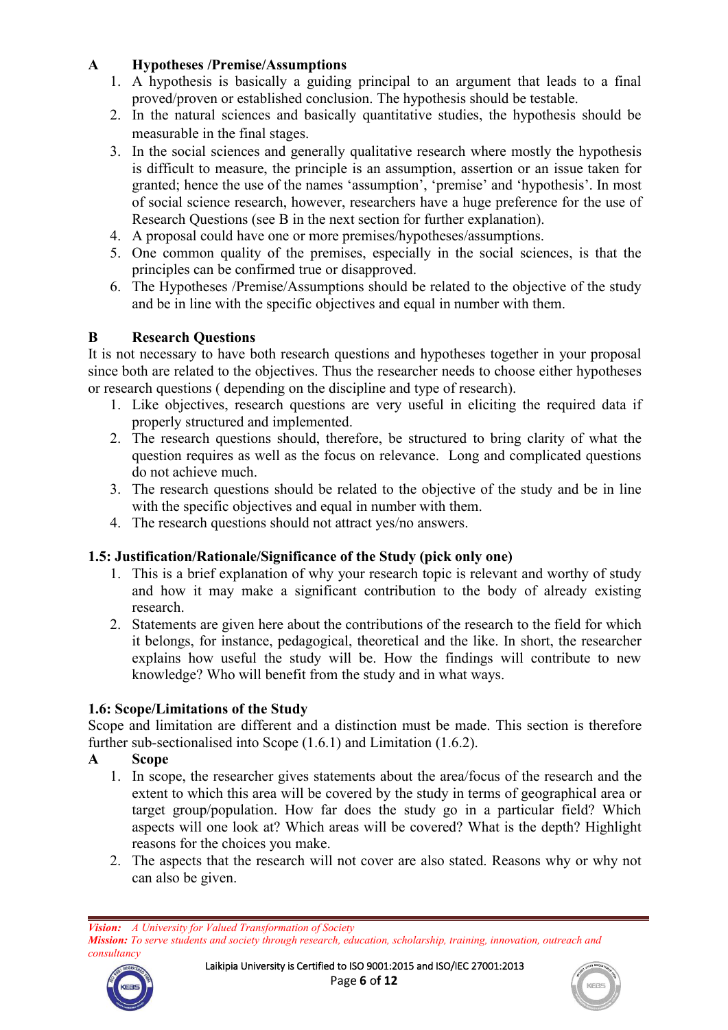**A Hypotheses /Premise/Assumptions**

1. A hypothesis is basically a guiding principal to an argument that leads to a final proved/proven or established conclusion. The hypothesis should be testable.
2. In the natural sciences and basically quantitative studies, the hypothesis should be measurable in the final stages.
3. In the social sciences and generally qualitative research where mostly the hypothesis is difficult to measure, the principle is an assumption, assertion or an issue taken for granted; hence the use of the names 'assumption', 'premise' and 'hypothesis'. In most of social science research, however, researchers have a huge preference for the use of Research Questions (see B in the next section for further explanation).
4. A proposal could have one or more premises/hypotheses/assumptions.
5. One common quality of the premises, especially in the social sciences, is that the principles can be confirmed true or disapproved.
6. The Hypotheses /Premise/Assumptions should be related to the objective of the study and be in line with the specific objectives and equal in number with them.

**B Research Questions**

It is not necessary to have both research questions and hypotheses together in your proposal since both are related to the objectives. Thus the researcher needs to choose either hypotheses or research questions ( depending on the discipline and type of research).

1. Like objectives, research questions are very useful in eliciting the required data if properly structured and implemented.
2. The research questions should, therefore, be structured to bring clarity of what the question requires as well as the focus on relevance. Long and complicated questions do not achieve much.
3. The research questions should be related to the objective of the study and be in line with the specific objectives and equal in number with them.
4. The research questions should not attract yes/no answers.

### 1.5: Justification/Rationale/Significance of the Study (pick only one)

1. This is a brief explanation of why your research topic is relevant and worthy of study and how it may make a significant contribution to the body of already existing research.
2. Statements are given here about the contributions of the research to the field for which it belongs, for instance, pedagogical, theoretical and the like. In short, the researcher explains how useful the study will be. How the findings will contribute to new knowledge? Who will benefit from the study and in what ways.

### 1.6: Scope/Limitations of the Study

Scope and limitation are different and a distinction must be made. This section is therefore further sub-sectionalised into Scope (1.6.1) and Limitation (1.6.2).

**A Scope**

1. In scope, the researcher gives statements about the area/focus of the research and the extent to which this area will be covered by the study in terms of geographical area or target group/population. How far does the study go in a particular field? Which aspects will one look at? Which areas will be covered? What is the depth? Highlight reasons for the choices you make.
2. The aspects that the research will not cover are also stated. Reasons why or why not can also be given.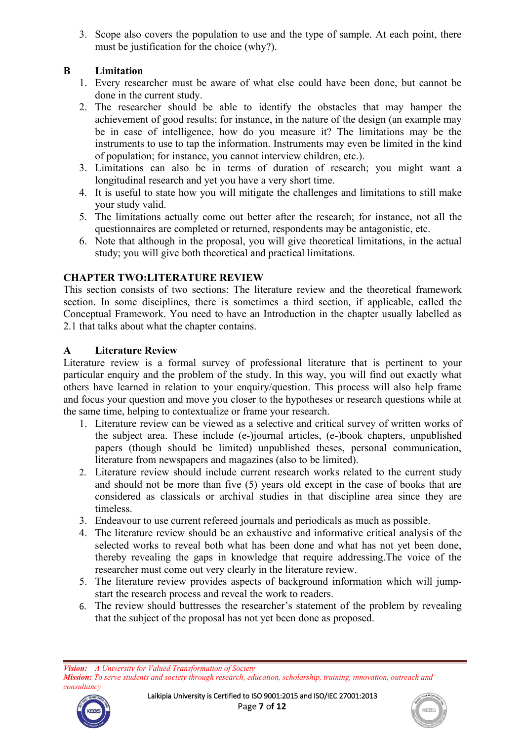3. Scope also covers the population to use and the type of sample. At each point, there must be justification for the choice (why?).

**B Limitation**

1. Every researcher must be aware of what else could have been done, but cannot be done in the current study.
2. The researcher should be able to identify the obstacles that may hamper the achievement of good results; for instance, in the nature of the design (an example may be in case of intelligence, how do you measure it? The limitations may be the instruments to use to tap the information. Instruments may even be limited in the kind of population; for instance, you cannot interview children, etc.).
3. Limitations can also be in terms of duration of research; you might want a longitudinal research and yet you have a very short time.
4. It is useful to state how you will mitigate the challenges and limitations to still make your study valid.
5. The limitations actually come out better after the research; for instance, not all the questionnaires are completed or returned, respondents may be antagonistic, etc.
6. Note that although in the proposal, you will give theoretical limitations, in the actual study; you will give both theoretical and practical limitations.

## CHAPTER TWO:LITERATURE REVIEW

This section consists of two sections: The literature review and the theoretical framework section. In some disciplines, there is sometimes a third section, if applicable, called the Conceptual Framework. You need to have an Introduction in the chapter usually labelled as 2.1 that talks about what the chapter contains.

**A Literature Review**

Literature review is a formal survey of professional literature that is pertinent to your particular enquiry and the problem of the study. In this way, you will find out exactly what others have learned in relation to your enquiry/question. This process will also help frame and focus your question and move you closer to the hypotheses or research questions while at the same time, helping to contextualize or frame your research.

1. Literature review can be viewed as a selective and critical survey of written works of the subject area. These include (e-)journal articles, (e-)book chapters, unpublished papers (though should be limited) unpublished theses, personal communication, literature from newspapers and magazines (also to be limited).
2. Literature review should include current research works related to the current study and should not be more than five (5) years old except in the case of books that are considered as classicals or archival studies in that discipline area since they are timeless.
3. Endeavour to use current refereed journals and periodicals as much as possible.
4. The literature review should be an exhaustive and informative critical analysis of the selected works to reveal both what has been done and what has not yet been done, thereby revealing the gaps in knowledge that require addressing.The voice of the researcher must come out very clearly in the literature review.
5. The literature review provides aspects of background information which will jump-start the research process and reveal the work to readers.
6. The review should buttresses the researcher's statement of the problem by revealing that the subject of the proposal has not yet been done as proposed.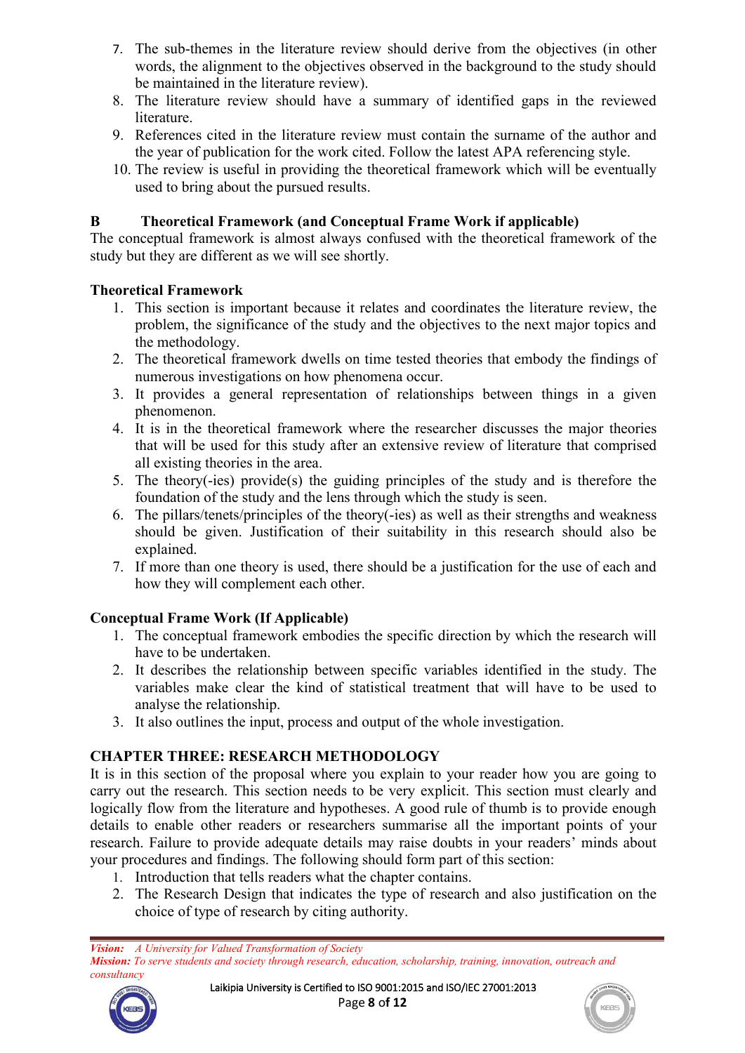7. The sub-themes in the literature review should derive from the objectives (in other words, the alignment to the objectives observed in the background to the study should be maintained in the literature review).
8. The literature review should have a summary of identified gaps in the reviewed literature.
9. References cited in the literature review must contain the surname of the author and the year of publication for the work cited. Follow the latest APA referencing style.
10. The review is useful in providing the theoretical framework which will be eventually used to bring about the pursued results.

**B Theoretical Framework (and Conceptual Frame Work if applicable)**

The conceptual framework is almost always confused with the theoretical framework of the study but they are different as we will see shortly.

**Theoretical Framework**

1. This section is important because it relates and coordinates the literature review, the problem, the significance of the study and the objectives to the next major topics and the methodology.
2. The theoretical framework dwells on time tested theories that embody the findings of numerous investigations on how phenomena occur.
3. It provides a general representation of relationships between things in a given phenomenon.
4. It is in the theoretical framework where the researcher discusses the major theories that will be used for this study after an extensive review of literature that comprised all existing theories in the area.
5. The theory(-ies) provide(s) the guiding principles of the study and is therefore the foundation of the study and the lens through which the study is seen.
6. The pillars/tenets/principles of the theory(-ies) as well as their strengths and weakness should be given. Justification of their suitability in this research should also be explained.
7. If more than one theory is used, there should be a justification for the use of each and how they will complement each other.

**Conceptual Frame Work (If Applicable)**

1. The conceptual framework embodies the specific direction by which the research will have to be undertaken.
2. It describes the relationship between specific variables identified in the study. The variables make clear the kind of statistical treatment that will have to be used to analyse the relationship.
3. It also outlines the input, process and output of the whole investigation.

## CHAPTER THREE: RESEARCH METHODOLOGY

It is in this section of the proposal where you explain to your reader how you are going to carry out the research. This section needs to be very explicit. This section must clearly and logically flow from the literature and hypotheses. A good rule of thumb is to provide enough details to enable other readers or researchers summarise all the important points of your research. Failure to provide adequate details may raise doubts in your readers' minds about your procedures and findings. The following should form part of this section:

1. Introduction that tells readers what the chapter contains.
2. The Research Design that indicates the type of research and also justification on the choice of type of research by citing authority.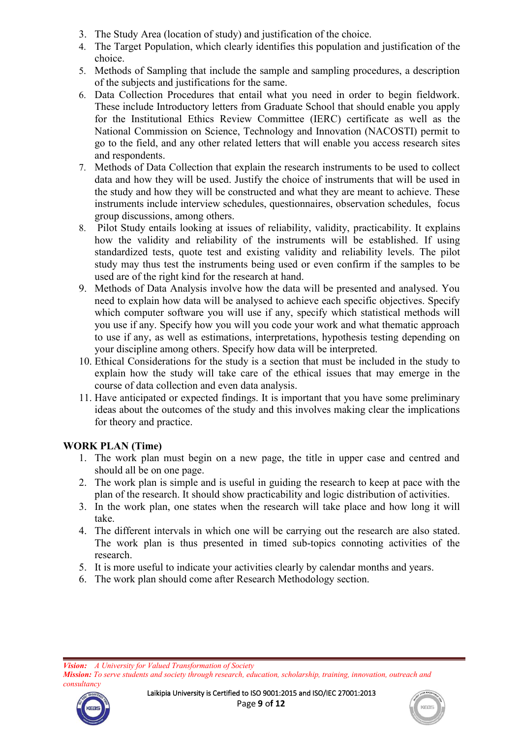3. The Study Area (location of study) and justification of the choice.
4. The Target Population, which clearly identifies this population and justification of the choice.
5. Methods of Sampling that include the sample and sampling procedures, a description of the subjects and justifications for the same.
6. Data Collection Procedures that entail what you need in order to begin fieldwork. These include Introductory letters from Graduate School that should enable you apply for the Institutional Ethics Review Committee (IERC) certificate as well as the National Commission on Science, Technology and Innovation (NACOSTI) permit to go to the field, and any other related letters that will enable you access research sites and respondents.
7. Methods of Data Collection that explain the research instruments to be used to collect data and how they will be used. Justify the choice of instruments that will be used in the study and how they will be constructed and what they are meant to achieve. These instruments include interview schedules, questionnaires, observation schedules, focus group discussions, among others.
8. Pilot Study entails looking at issues of reliability, validity, practicability. It explains how the validity and reliability of the instruments will be established. If using standardized tests, quote test and existing validity and reliability levels. The pilot study may thus test the instruments being used or even confirm if the samples to be used are of the right kind for the research at hand.
9. Methods of Data Analysis involve how the data will be presented and analysed. You need to explain how data will be analysed to achieve each specific objectives. Specify which computer software you will use if any, specify which statistical methods will you use if any. Specify how you will you code your work and what thematic approach to use if any, as well as estimations, interpretations, hypothesis testing depending on your discipline among others. Specify how data will be interpreted.
10. Ethical Considerations for the study is a section that must be included in the study to explain how the study will take care of the ethical issues that may emerge in the course of data collection and even data analysis.
11. Have anticipated or expected findings. It is important that you have some preliminary ideas about the outcomes of the study and this involves making clear the implications for theory and practice.

**WORK PLAN (Time)**

1. The work plan must begin on a new page, the title in upper case and centred and should all be on one page.
2. The work plan is simple and is useful in guiding the research to keep at pace with the plan of the research. It should show practicability and logic distribution of activities.
3. In the work plan, one states when the research will take place and how long it will take.
4. The different intervals in which one will be carrying out the research are also stated. The work plan is thus presented in timed sub-topics connoting activities of the research.
5. It is more useful to indicate your activities clearly by calendar months and years.
6. The work plan should come after Research Methodology section.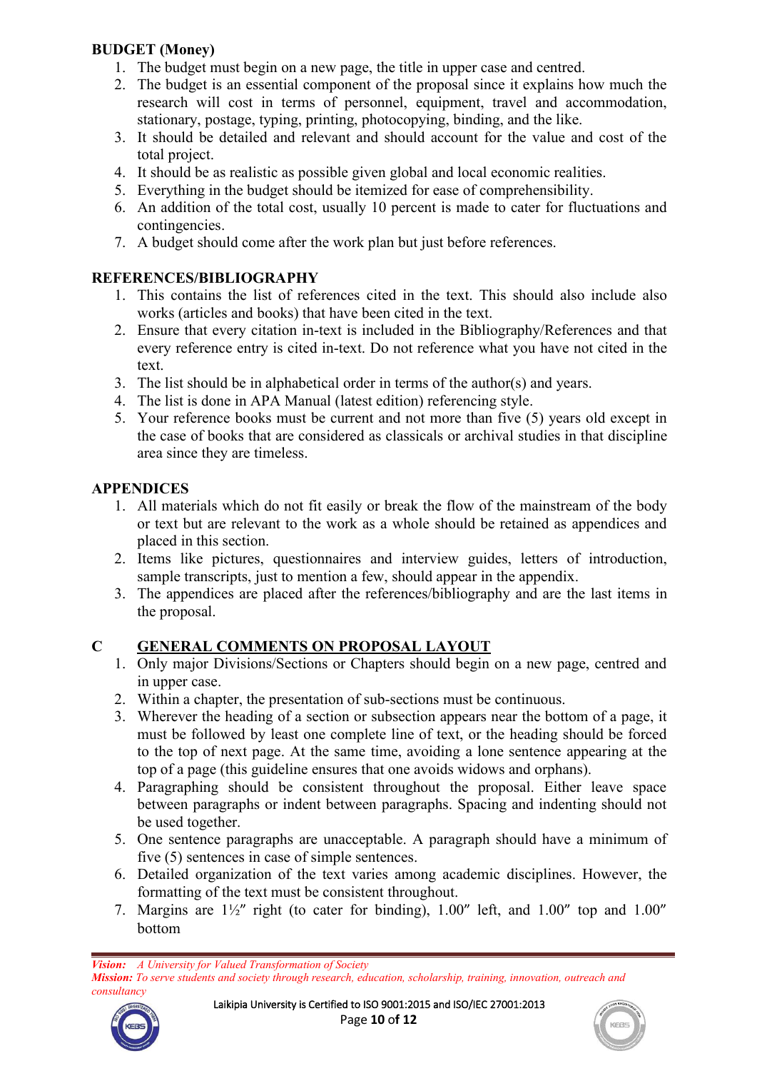**BUDGET (Money)**

1. The budget must begin on a new page, the title in upper case and centred.
2. The budget is an essential component of the proposal since it explains how much the research will cost in terms of personnel, equipment, travel and accommodation, stationary, postage, typing, printing, photocopying, binding, and the like.
3. It should be detailed and relevant and should account for the value and cost of the total project.
4. It should be as realistic as possible given global and local economic realities.
5. Everything in the budget should be itemized for ease of comprehensibility.
6. An addition of the total cost, usually 10 percent is made to cater for fluctuations and contingencies.
7. A budget should come after the work plan but just before references.

**REFERENCES/BIBLIOGRAPHY**

1. This contains the list of references cited in the text. This should also include also works (articles and books) that have been cited in the text.
2. Ensure that every citation in-text is included in the Bibliography/References and that every reference entry is cited in-text. Do not reference what you have not cited in the text.
3. The list should be in alphabetical order in terms of the author(s) and years.
4. The list is done in APA Manual (latest edition) referencing style.
5. Your reference books must be current and not more than five (5) years old except in the case of books that are considered as classicals or archival studies in that discipline area since they are timeless.

**APPENDICES**

1. All materials which do not fit easily or break the flow of the mainstream of the body or text but are relevant to the work as a whole should be retained as appendices and placed in this section.
2. Items like pictures, questionnaires and interview guides, letters of introduction, sample transcripts, just to mention a few, should appear in the appendix.
3. The appendices are placed after the references/bibliography and are the last items in the proposal.

## C GENERAL COMMENTS ON PROPOSAL LAYOUT

1. Only major Divisions/Sections or Chapters should begin on a new page, centred and in upper case.
2. Within a chapter, the presentation of sub-sections must be continuous.
3. Wherever the heading of a section or subsection appears near the bottom of a page, it must be followed by least one complete line of text, or the heading should be forced to the top of next page. At the same time, avoiding a lone sentence appearing at the top of a page (this guideline ensures that one avoids widows and orphans).
4. Paragraphing should be consistent throughout the proposal. Either leave space between paragraphs or indent between paragraphs. Spacing and indenting should not be used together.
5. One sentence paragraphs are unacceptable. A paragraph should have a minimum of five (5) sentences in case of simple sentences.
6. Detailed organization of the text varies among academic disciplines. However, the formatting of the text must be consistent throughout.
7. Margins are 1½″ right (to cater for binding), 1.00″ left, and 1.00″ top and 1.00″ bottom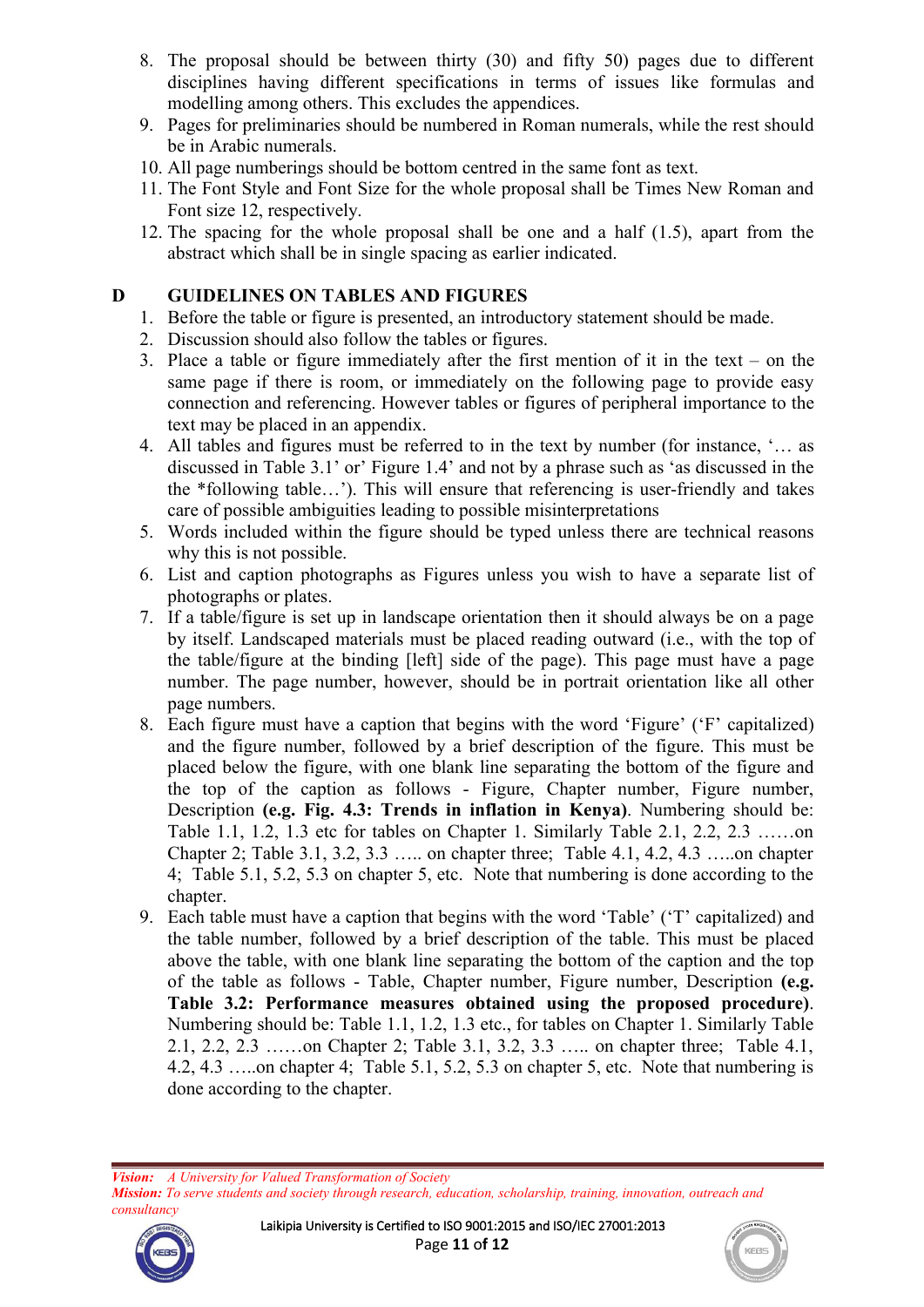8. The proposal should be between thirty (30) and fifty 50) pages due to different disciplines having different specifications in terms of issues like formulas and modelling among others. This excludes the appendices.
9. Pages for preliminaries should be numbered in Roman numerals, while the rest should be in Arabic numerals.
10. All page numberings should be bottom centred in the same font as text.
11. The Font Style and Font Size for the whole proposal shall be Times New Roman and Font size 12, respectively.
12. The spacing for the whole proposal shall be one and a half (1.5), apart from the abstract which shall be in single spacing as earlier indicated.

## D GUIDELINES ON TABLES AND FIGURES

1. Before the table or figure is presented, an introductory statement should be made.
2. Discussion should also follow the tables or figures.
3. Place a table or figure immediately after the first mention of it in the text – on the same page if there is room, or immediately on the following page to provide easy connection and referencing. However tables or figures of peripheral importance to the text may be placed in an appendix.
4. All tables and figures must be referred to in the text by number (for instance, '… as discussed in Table 3.1' or' Figure 1.4' and not by a phrase such as 'as discussed in the the *following table…'). This will ensure that referencing is user-friendly and takes care of possible ambiguities leading to possible misinterpretations
5. Words included within the figure should be typed unless there are technical reasons why this is not possible.
6. List and caption photographs as Figures unless you wish to have a separate list of photographs or plates.
7. If a table/figure is set up in landscape orientation then it should always be on a page by itself. Landscaped materials must be placed reading outward (i.e., with the top of the table/figure at the binding [left] side of the page). This page must have a page number. The page number, however, should be in portrait orientation like all other page numbers.
8. Each figure must have a caption that begins with the word 'Figure' ('F' capitalized) and the figure number, followed by a brief description of the figure. This must be placed below the figure, with one blank line separating the bottom of the figure and the top of the caption as follows - Figure, Chapter number, Figure number, Description **(e.g. Fig. 4.3: Trends in inflation in Kenya)**. Numbering should be: Table 1.1, 1.2, 1.3 etc for tables on Chapter 1. Similarly Table 2.1, 2.2, 2.3 ……on Chapter 2; Table 3.1, 3.2, 3.3 ….. on chapter three; Table 4.1, 4.2, 4.3 …..on chapter 4; Table 5.1, 5.2, 5.3 on chapter 5, etc. Note that numbering is done according to the chapter.
9. Each table must have a caption that begins with the word 'Table' ('T' capitalized) and the table number, followed by a brief description of the table. This must be placed above the table, with one blank line separating the bottom of the caption and the top of the table as follows - Table, Chapter number, Figure number, Description **(e.g. Table 3.2: Performance measures obtained using the proposed procedure)**. Numbering should be: Table 1.1, 1.2, 1.3 etc., for tables on Chapter 1. Similarly Table 2.1, 2.2, 2.3 ……on Chapter 2; Table 3.1, 3.2, 3.3 ….. on chapter three; Table 4.1, 4.2, 4.3 …..on chapter 4; Table 5.1, 5.2, 5.3 on chapter 5, etc. Note that numbering is done according to the chapter.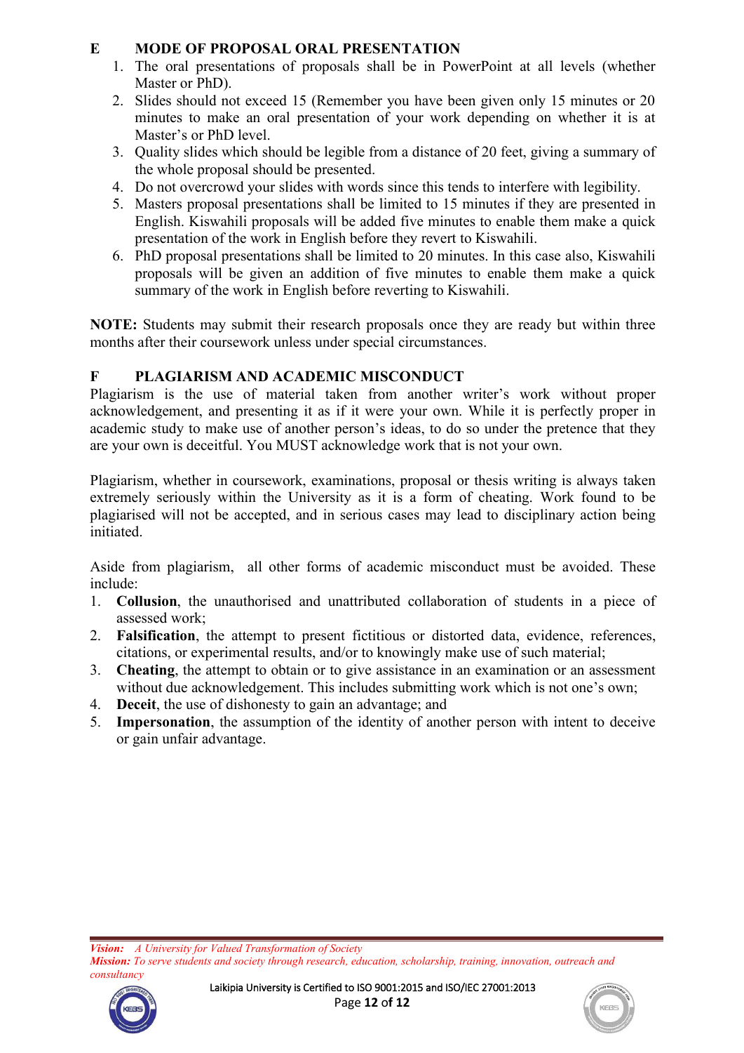## E MODE OF PROPOSAL ORAL PRESENTATION

1. The oral presentations of proposals shall be in PowerPoint at all levels (whether Master or PhD).
2. Slides should not exceed 15 (Remember you have been given only 15 minutes or 20 minutes to make an oral presentation of your work depending on whether it is at Master's or PhD level.
3. Quality slides which should be legible from a distance of 20 feet, giving a summary of the whole proposal should be presented.
4. Do not overcrowd your slides with words since this tends to interfere with legibility.
5. Masters proposal presentations shall be limited to 15 minutes if they are presented in English. Kiswahili proposals will be added five minutes to enable them make a quick presentation of the work in English before they revert to Kiswahili.
6. PhD proposal presentations shall be limited to 20 minutes. In this case also, Kiswahili proposals will be given an addition of five minutes to enable them make a quick summary of the work in English before reverting to Kiswahili.

**NOTE:** Students may submit their research proposals once they are ready but within three months after their coursework unless under special circumstances.

## F PLAGIARISM AND ACADEMIC MISCONDUCT

Plagiarism is the use of material taken from another writer's work without proper acknowledgement, and presenting it as if it were your own. While it is perfectly proper in academic study to make use of another person's ideas, to do so under the pretence that they are your own is deceitful. You MUST acknowledge work that is not your own.

Plagiarism, whether in coursework, examinations, proposal or thesis writing is always taken extremely seriously within the University as it is a form of cheating. Work found to be plagiarised will not be accepted, and in serious cases may lead to disciplinary action being initiated.

Aside from plagiarism, all other forms of academic misconduct must be avoided. These include:

1. **Collusion**, the unauthorised and unattributed collaboration of students in a piece of assessed work;
2. **Falsification**, the attempt to present fictitious or distorted data, evidence, references, citations, or experimental results, and/or to knowingly make use of such material;
3. **Cheating**, the attempt to obtain or to give assistance in an examination or an assessment without due acknowledgement. This includes submitting work which is not one's own;
4. **Deceit**, the use of dishonesty to gain an advantage; and
5. **Impersonation**, the assumption of the identity of another person with intent to deceive or gain unfair advantage.